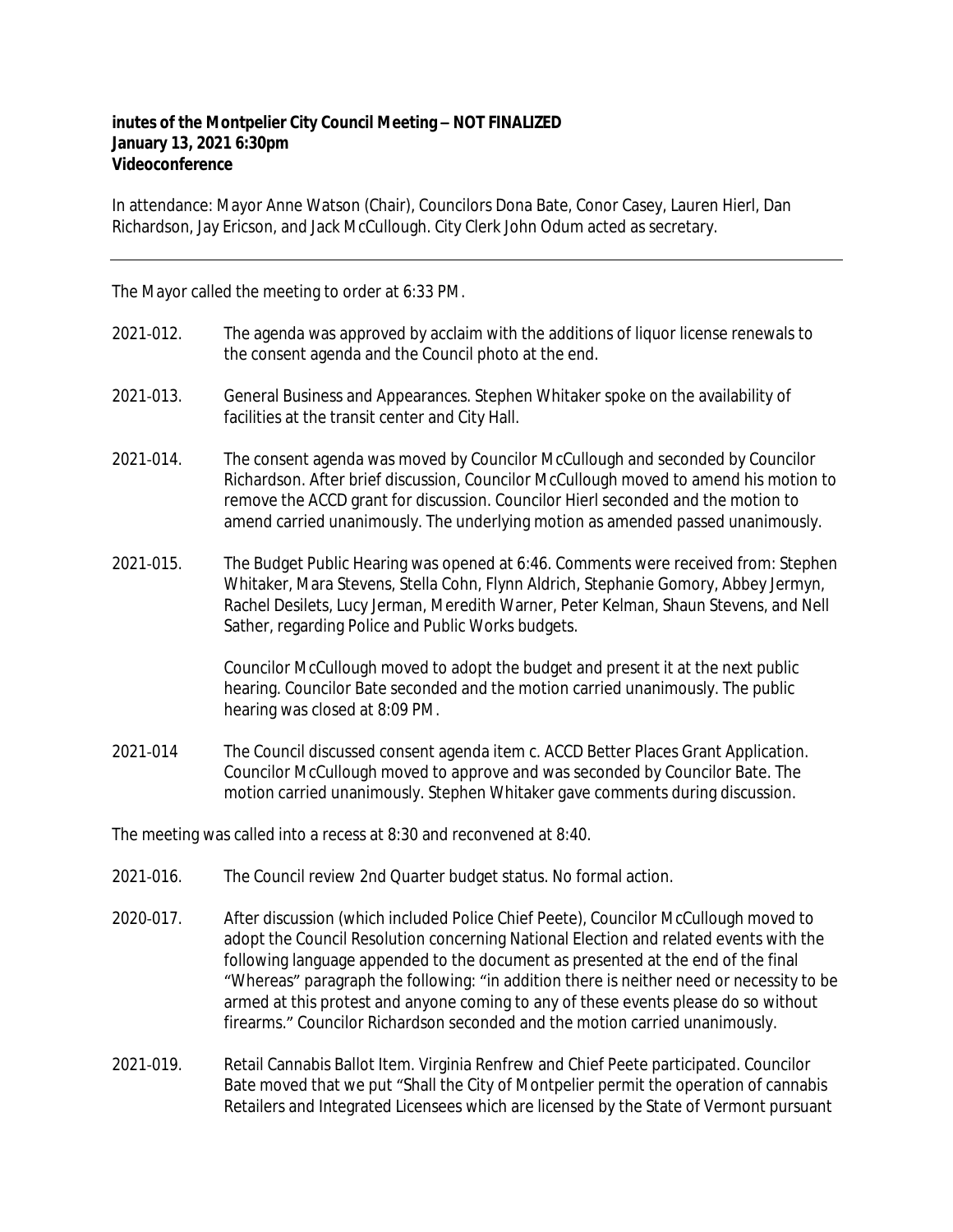**inutes of the Montpelier City Council Meeting – NOT FINALIZED**
**January 13, 2021 6:30pm**
**Videoconference**

In attendance: Mayor Anne Watson (Chair), Councilors Dona Bate, Conor Casey, Lauren Hierl, Dan Richardson, Jay Ericson, and Jack McCullough. City Clerk John Odum acted as secretary.

---

The Mayor called the meeting to order at 6:33 PM.

2021-012. The agenda was approved by acclaim with the additions of liquor license renewals to the consent agenda and the Council photo at the end.

2021-013. General Business and Appearances. Stephen Whitaker spoke on the availability of facilities at the transit center and City Hall.

2021-014. The consent agenda was moved by Councilor McCullough and seconded by Councilor Richardson. After brief discussion, Councilor McCullough moved to amend his motion to remove the ACCD grant for discussion. Councilor Hierl seconded and the motion to amend carried unanimously. The underlying motion as amended passed unanimously.

2021-015. The Budget Public Hearing was opened at 6:46. Comments were received from: Stephen Whitaker, Mara Stevens, Stella Cohn, Flynn Aldrich, Stephanie Gomory, Abbey Jermyn, Rachel Desilets, Lucy Jerman, Meredith Warner, Peter Kelman, Shaun Stevens, and Nell Sather, regarding Police and Public Works budgets.

Councilor McCullough moved to adopt the budget and present it at the next public hearing. Councilor Bate seconded and the motion carried unanimously. The public hearing was closed at 8:09 PM.

2021-014 The Council discussed consent agenda item c. ACCD Better Places Grant Application. Councilor McCullough moved to approve and was seconded by Councilor Bate. The motion carried unanimously. Stephen Whitaker gave comments during discussion.

The meeting was called into a recess at 8:30 and reconvened at 8:40.

2021-016. The Council review 2nd Quarter budget status. No formal action.

2020-017. After discussion (which included Police Chief Peete), Councilor McCullough moved to adopt the Council Resolution concerning National Election and related events with the following language appended to the document as presented at the end of the final "Whereas" paragraph the following: "in addition there is neither need or necessity to be armed at this protest and anyone coming to any of these events please do so without firearms." Councilor Richardson seconded and the motion carried unanimously.

2021-019. Retail Cannabis Ballot Item. Virginia Renfrew and Chief Peete participated. Councilor Bate moved that we put "Shall the City of Montpelier permit the operation of cannabis Retailers and Integrated Licensees which are licensed by the State of Vermont pursuant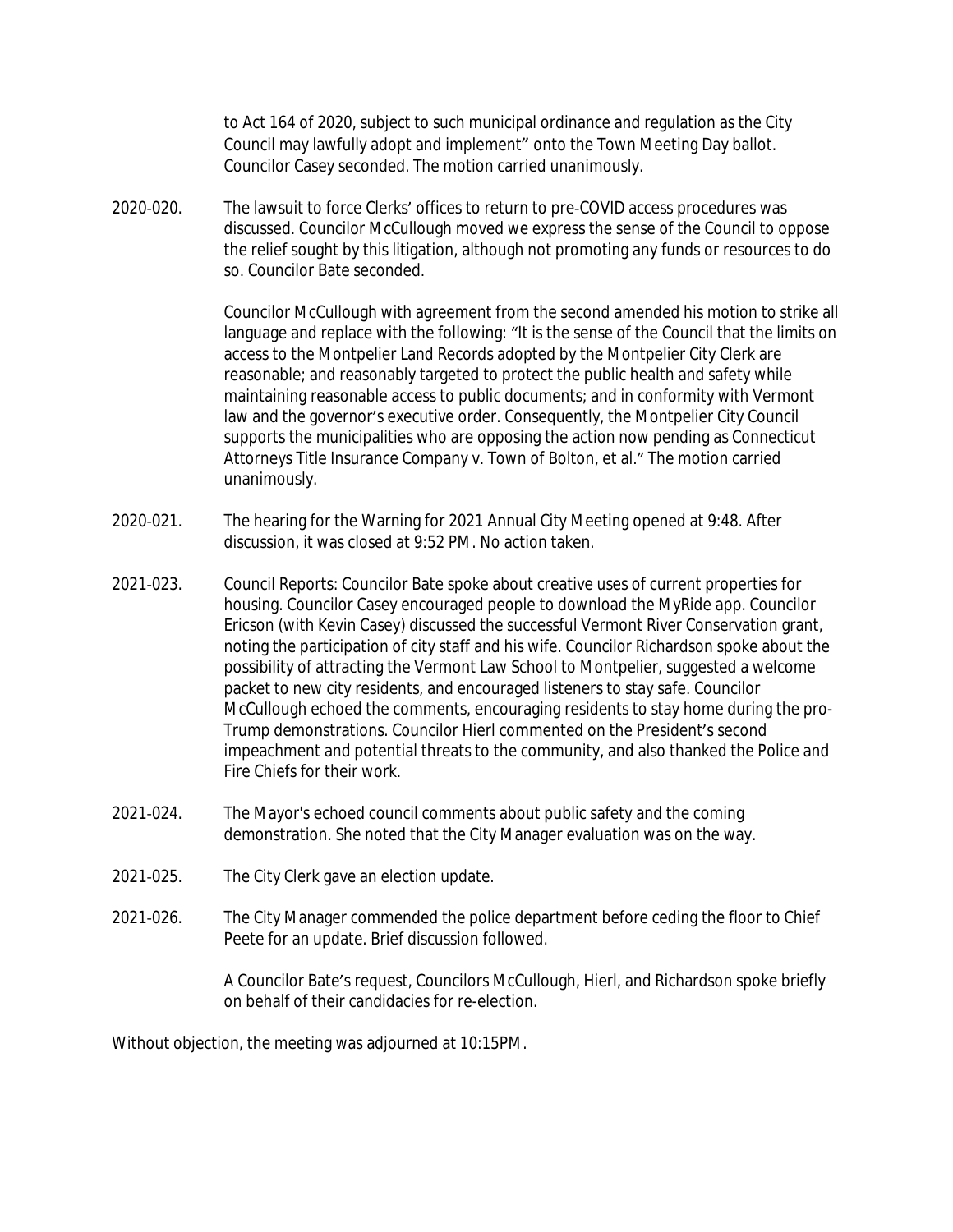to Act 164 of 2020, subject to such municipal ordinance and regulation as the City Council may lawfully adopt and implement" onto the Town Meeting Day ballot. Councilor Casey seconded. The motion carried unanimously.

2020-020. The lawsuit to force Clerks' offices to return to pre-COVID access procedures was discussed. Councilor McCullough moved we express the sense of the Council to oppose the relief sought by this litigation, although not promoting any funds or resources to do so. Councilor Bate seconded.

Councilor McCullough with agreement from the second amended his motion to strike all language and replace with the following: "It is the sense of the Council that the limits on access to the Montpelier Land Records adopted by the Montpelier City Clerk are reasonable; and reasonably targeted to protect the public health and safety while maintaining reasonable access to public documents; and in conformity with Vermont law and the governor's executive order. Consequently, the Montpelier City Council supports the municipalities who are opposing the action now pending as Connecticut Attorneys Title Insurance Company v. Town of Bolton, et al." The motion carried unanimously.

2020-021. The hearing for the Warning for 2021 Annual City Meeting opened at 9:48. After discussion, it was closed at 9:52 PM. No action taken.

2021-023. Council Reports: Councilor Bate spoke about creative uses of current properties for housing. Councilor Casey encouraged people to download the MyRide app. Councilor Ericson (with Kevin Casey) discussed the successful Vermont River Conservation grant, noting the participation of city staff and his wife. Councilor Richardson spoke about the possibility of attracting the Vermont Law School to Montpelier, suggested a welcome packet to new city residents, and encouraged listeners to stay safe. Councilor McCullough echoed the comments, encouraging residents to stay home during the pro-Trump demonstrations. Councilor Hierl commented on the President's second impeachment and potential threats to the community, and also thanked the Police and Fire Chiefs for their work.

2021-024. The Mayor's echoed council comments about public safety and the coming demonstration. She noted that the City Manager evaluation was on the way.

2021-025. The City Clerk gave an election update.

2021-026. The City Manager commended the police department before ceding the floor to Chief Peete for an update. Brief discussion followed.

A Councilor Bate's request, Councilors McCullough, Hierl, and Richardson spoke briefly on behalf of their candidacies for re-election.

Without objection, the meeting was adjourned at 10:15PM.